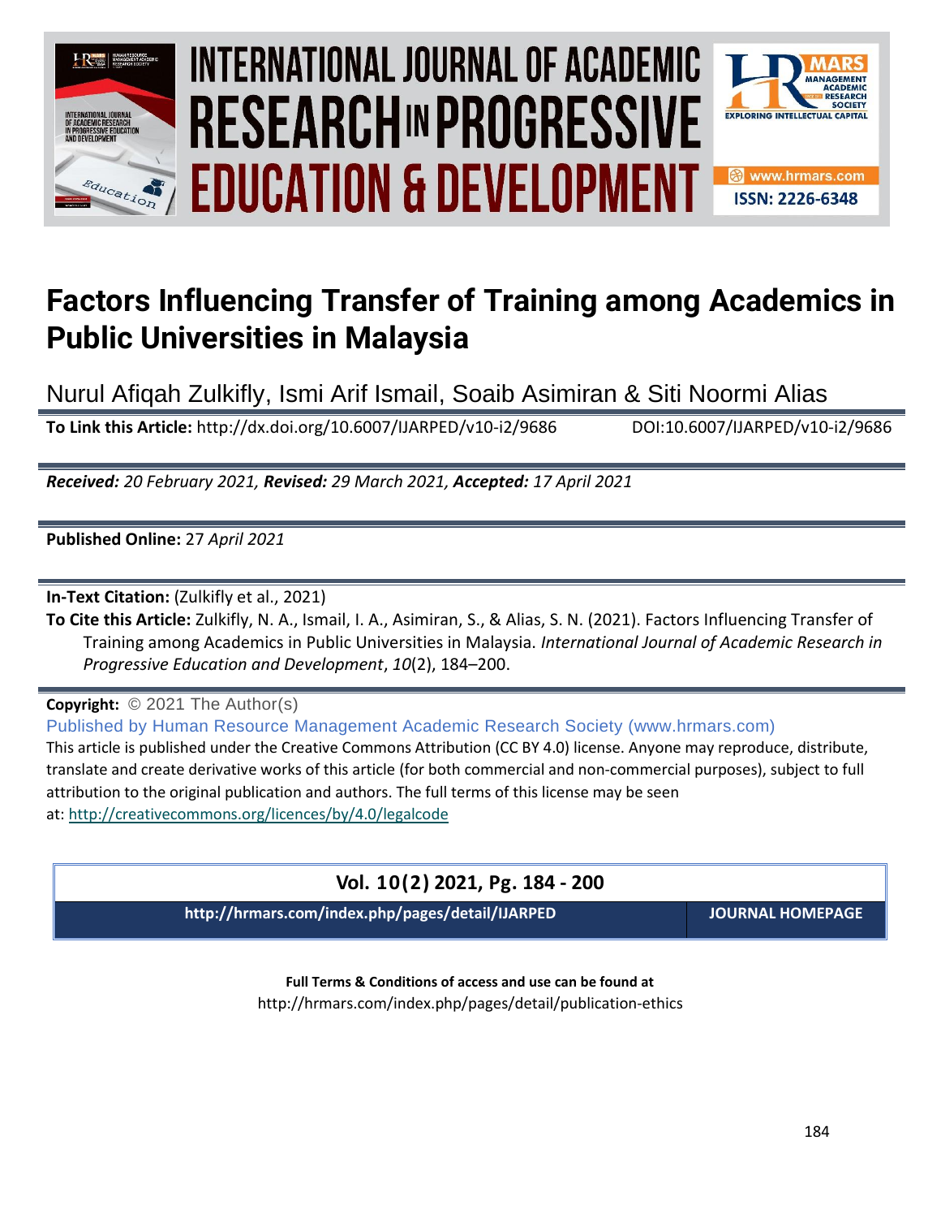# Factors Influencing Transfer of Training among Academics in Public Universities in Malaysia

Nurul Afiqah Zulkifly, Ismi Arif Ismail, Soaib Asimiran & Siti Noormi Alias

**To Link this Article:** http://dx.doi.org/10.6007/IJARPED/v10-i2/9686 DOI:10.6007/IJARPED/v10-i2/9686

***Received:** 20 February 2021, **Revised:** 29 March 2021, **Accepted:** 17 April 2021*

**Published Online:** 27 *April 2021*

**In-Text Citation:** (Zulkifly et al., 2021)

**To Cite this Article:** Zulkifly, N. A., Ismail, I. A., Asimiran, S., & Alias, S. N. (2021). Factors Influencing Transfer of Training among Academics in Public Universities in Malaysia. *International Journal of Academic Research in Progressive Education and Development*, *10*(2), 184–200.

**Copyright:** © 2021 The Author(s)

Published by Human Resource Management Academic Research Society (www.hrmars.com)

This article is published under the Creative Commons Attribution (CC BY 4.0) license. Anyone may reproduce, distribute, translate and create derivative works of this article (for both commercial and non-commercial purposes), subject to full attribution to the original publication and authors. The full terms of this license may be seen at: http://creativecommons.org/licences/by/4.0/legalcode

**Vol. 10(2) 2021, Pg. 184 - 200**

**http://hrmars.com/index.php/pages/detail/IJARPED** **JOURNAL HOMEPAGE**

**Full Terms & Conditions of access and use can be found at**

http://hrmars.com/index.php/pages/detail/publication-ethics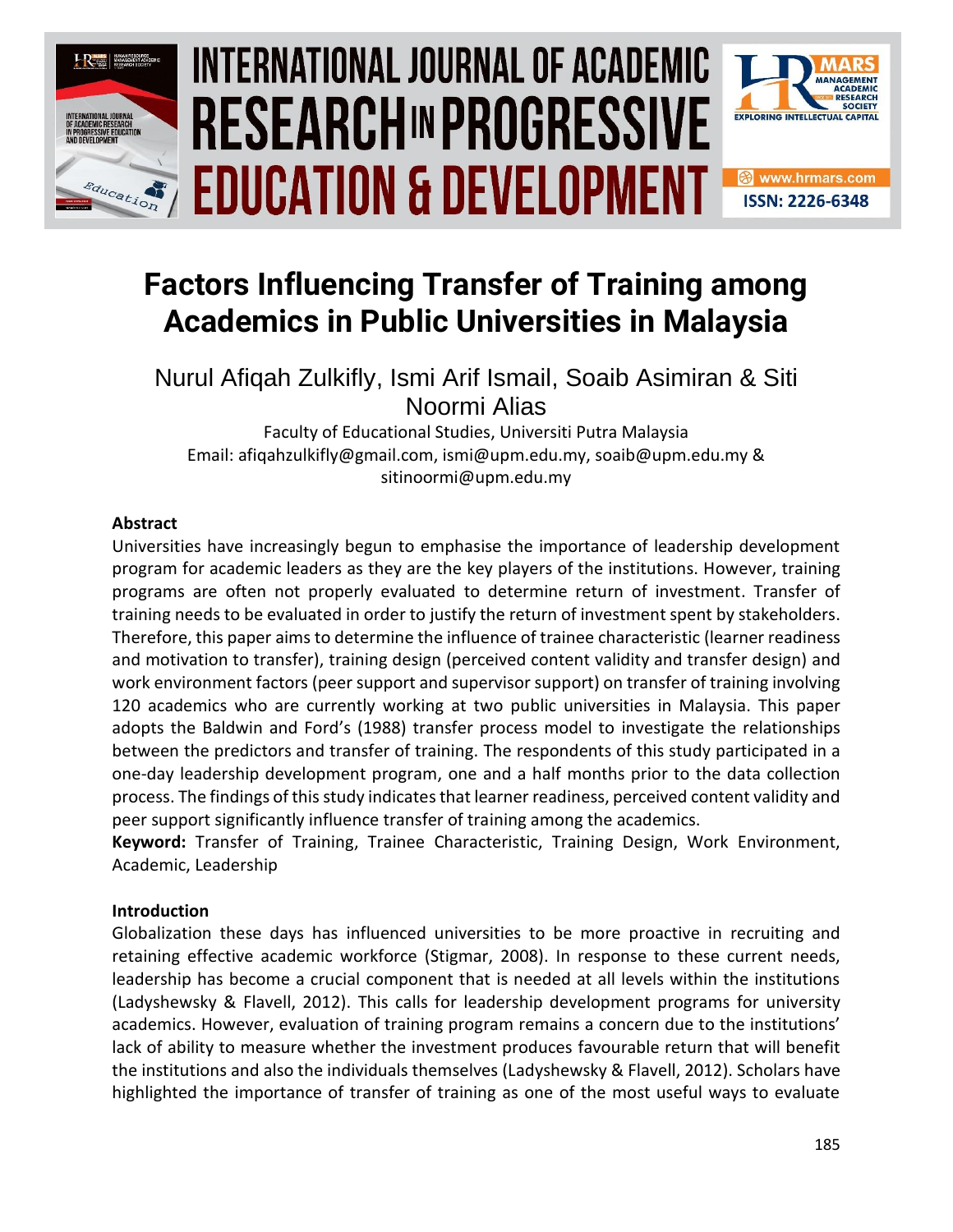# Factors Influencing Transfer of Training among Academics in Public Universities in Malaysia

Nurul Afiqah Zulkifly, Ismi Arif Ismail, Soaib Asimiran & Siti Noormi Alias

Faculty of Educational Studies, Universiti Putra Malaysia
Email: afiqahzulkifly@gmail.com, ismi@upm.edu.my, soaib@upm.edu.my & sitinoormi@upm.edu.my

### Abstract

Universities have increasingly begun to emphasise the importance of leadership development program for academic leaders as they are the key players of the institutions. However, training programs are often not properly evaluated to determine return of investment. Transfer of training needs to be evaluated in order to justify the return of investment spent by stakeholders. Therefore, this paper aims to determine the influence of trainee characteristic (learner readiness and motivation to transfer), training design (perceived content validity and transfer design) and work environment factors (peer support and supervisor support) on transfer of training involving 120 academics who are currently working at two public universities in Malaysia. This paper adopts the Baldwin and Ford's (1988) transfer process model to investigate the relationships between the predictors and transfer of training. The respondents of this study participated in a one-day leadership development program, one and a half months prior to the data collection process. The findings of this study indicates that learner readiness, perceived content validity and peer support significantly influence transfer of training among the academics.

**Keyword:** Transfer of Training, Trainee Characteristic, Training Design, Work Environment, Academic, Leadership

### Introduction

Globalization these days has influenced universities to be more proactive in recruiting and retaining effective academic workforce (Stigmar, 2008). In response to these current needs, leadership has become a crucial component that is needed at all levels within the institutions (Ladyshewsky & Flavell, 2012). This calls for leadership development programs for university academics. However, evaluation of training program remains a concern due to the institutions' lack of ability to measure whether the investment produces favourable return that will benefit the institutions and also the individuals themselves (Ladyshewsky & Flavell, 2012). Scholars have highlighted the importance of transfer of training as one of the most useful ways to evaluate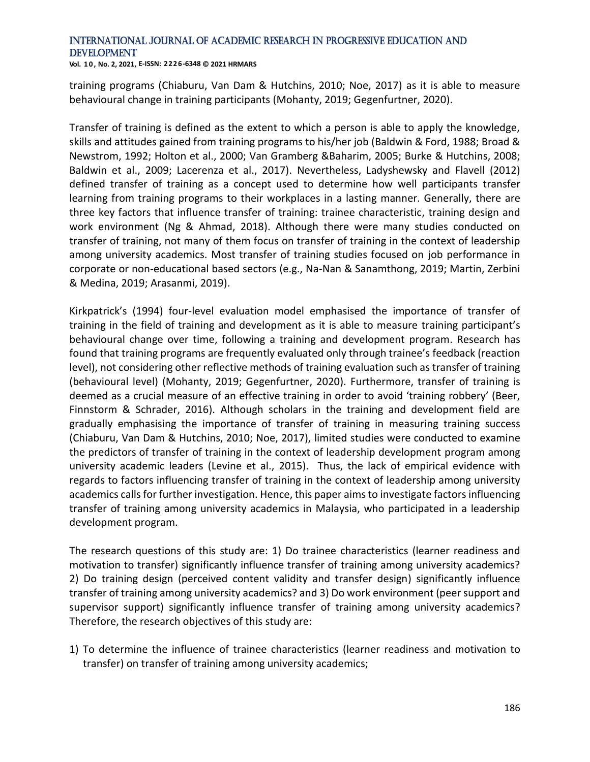training programs (Chiaburu, Van Dam & Hutchins, 2010; Noe, 2017) as it is able to measure behavioural change in training participants (Mohanty, 2019; Gegenfurtner, 2020).

Transfer of training is defined as the extent to which a person is able to apply the knowledge, skills and attitudes gained from training programs to his/her job (Baldwin & Ford, 1988; Broad & Newstrom, 1992; Holton et al., 2000; Van Gramberg &Baharim, 2005; Burke & Hutchins, 2008; Baldwin et al., 2009; Lacerenza et al., 2017). Nevertheless, Ladyshewsky and Flavell (2012) defined transfer of training as a concept used to determine how well participants transfer learning from training programs to their workplaces in a lasting manner. Generally, there are three key factors that influence transfer of training: trainee characteristic, training design and work environment (Ng & Ahmad, 2018). Although there were many studies conducted on transfer of training, not many of them focus on transfer of training in the context of leadership among university academics. Most transfer of training studies focused on job performance in corporate or non-educational based sectors (e.g., Na-Nan & Sanamthong, 2019; Martin, Zerbini & Medina, 2019; Arasanmi, 2019).

Kirkpatrick's (1994) four-level evaluation model emphasised the importance of transfer of training in the field of training and development as it is able to measure training participant's behavioural change over time, following a training and development program. Research has found that training programs are frequently evaluated only through trainee's feedback (reaction level), not considering other reflective methods of training evaluation such as transfer of training (behavioural level) (Mohanty, 2019; Gegenfurtner, 2020). Furthermore, transfer of training is deemed as a crucial measure of an effective training in order to avoid 'training robbery' (Beer, Finnstorm & Schrader, 2016). Although scholars in the training and development field are gradually emphasising the importance of transfer of training in measuring training success (Chiaburu, Van Dam & Hutchins, 2010; Noe, 2017), limited studies were conducted to examine the predictors of transfer of training in the context of leadership development program among university academic leaders (Levine et al., 2015). Thus, the lack of empirical evidence with regards to factors influencing transfer of training in the context of leadership among university academics calls for further investigation. Hence, this paper aims to investigate factors influencing transfer of training among university academics in Malaysia, who participated in a leadership development program.

The research questions of this study are: 1) Do trainee characteristics (learner readiness and motivation to transfer) significantly influence transfer of training among university academics? 2) Do training design (perceived content validity and transfer design) significantly influence transfer of training among university academics? and 3) Do work environment (peer support and supervisor support) significantly influence transfer of training among university academics? Therefore, the research objectives of this study are:

1) To determine the influence of trainee characteristics (learner readiness and motivation to transfer) on transfer of training among university academics;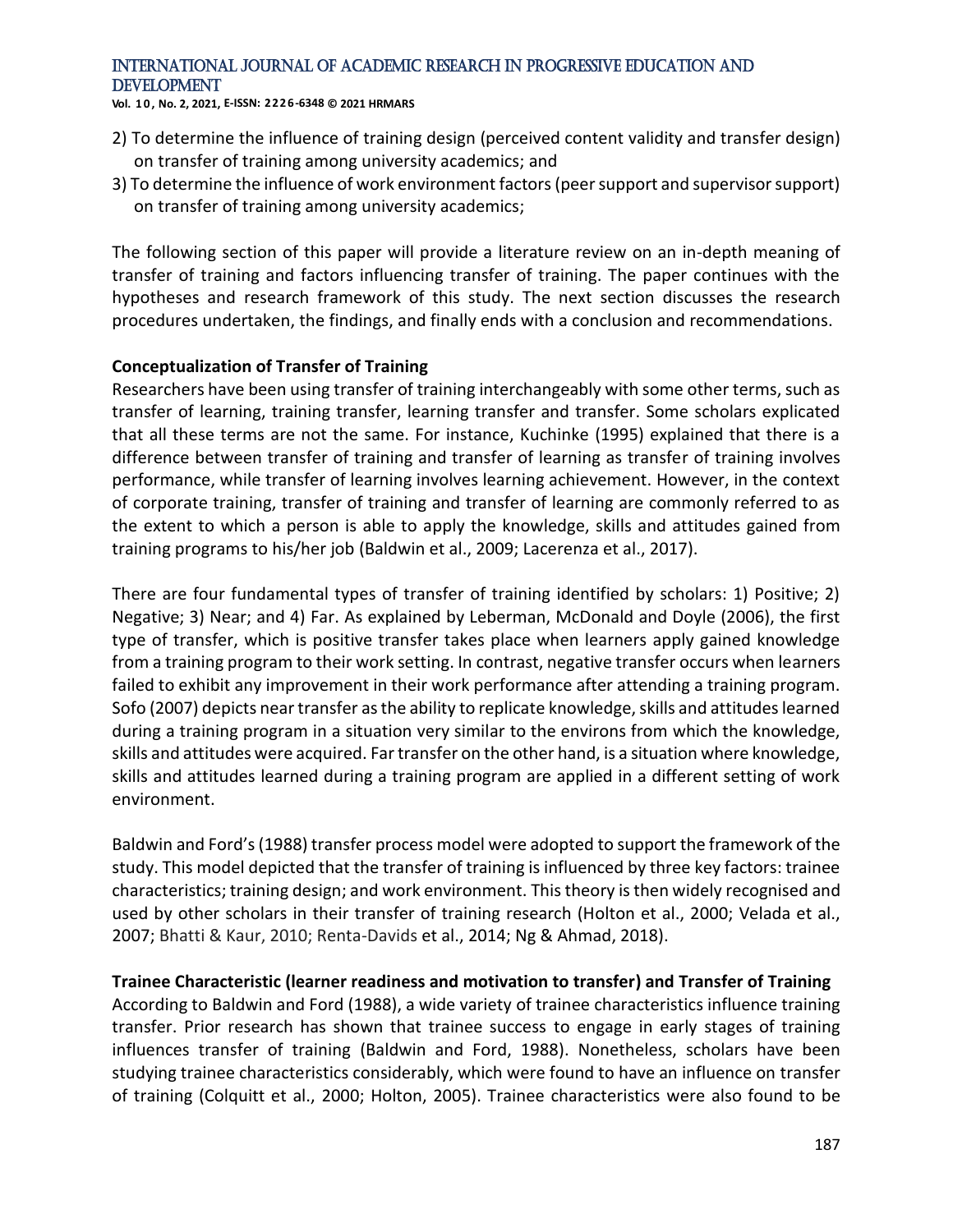2) To determine the influence of training design (perceived content validity and transfer design) on transfer of training among university academics; and
3) To determine the influence of work environment factors (peer support and supervisor support) on transfer of training among university academics;

The following section of this paper will provide a literature review on an in-depth meaning of transfer of training and factors influencing transfer of training. The paper continues with the hypotheses and research framework of this study. The next section discusses the research procedures undertaken, the findings, and finally ends with a conclusion and recommendations.

**Conceptualization of Transfer of Training**

Researchers have been using transfer of training interchangeably with some other terms, such as transfer of learning, training transfer, learning transfer and transfer. Some scholars explicated that all these terms are not the same. For instance, Kuchinke (1995) explained that there is a difference between transfer of training and transfer of learning as transfer of training involves performance, while transfer of learning involves learning achievement. However, in the context of corporate training, transfer of training and transfer of learning are commonly referred to as the extent to which a person is able to apply the knowledge, skills and attitudes gained from training programs to his/her job (Baldwin et al., 2009; Lacerenza et al., 2017).

There are four fundamental types of transfer of training identified by scholars: 1) Positive; 2) Negative; 3) Near; and 4) Far. As explained by Leberman, McDonald and Doyle (2006), the first type of transfer, which is positive transfer takes place when learners apply gained knowledge from a training program to their work setting. In contrast, negative transfer occurs when learners failed to exhibit any improvement in their work performance after attending a training program. Sofo (2007) depicts near transfer as the ability to replicate knowledge, skills and attitudes learned during a training program in a situation very similar to the environs from which the knowledge, skills and attitudes were acquired. Far transfer on the other hand, is a situation where knowledge, skills and attitudes learned during a training program are applied in a different setting of work environment.

Baldwin and Ford's (1988) transfer process model were adopted to support the framework of the study. This model depicted that the transfer of training is influenced by three key factors: trainee characteristics; training design; and work environment. This theory is then widely recognised and used by other scholars in their transfer of training research (Holton et al., 2000; Velada et al., 2007; Bhatti & Kaur, 2010; Renta-Davids et al., 2014; Ng & Ahmad, 2018).

**Trainee Characteristic (learner readiness and motivation to transfer) and Transfer of Training**

According to Baldwin and Ford (1988), a wide variety of trainee characteristics influence training transfer. Prior research has shown that trainee success to engage in early stages of training influences transfer of training (Baldwin and Ford, 1988). Nonetheless, scholars have been studying trainee characteristics considerably, which were found to have an influence on transfer of training (Colquitt et al., 2000; Holton, 2005). Trainee characteristics were also found to be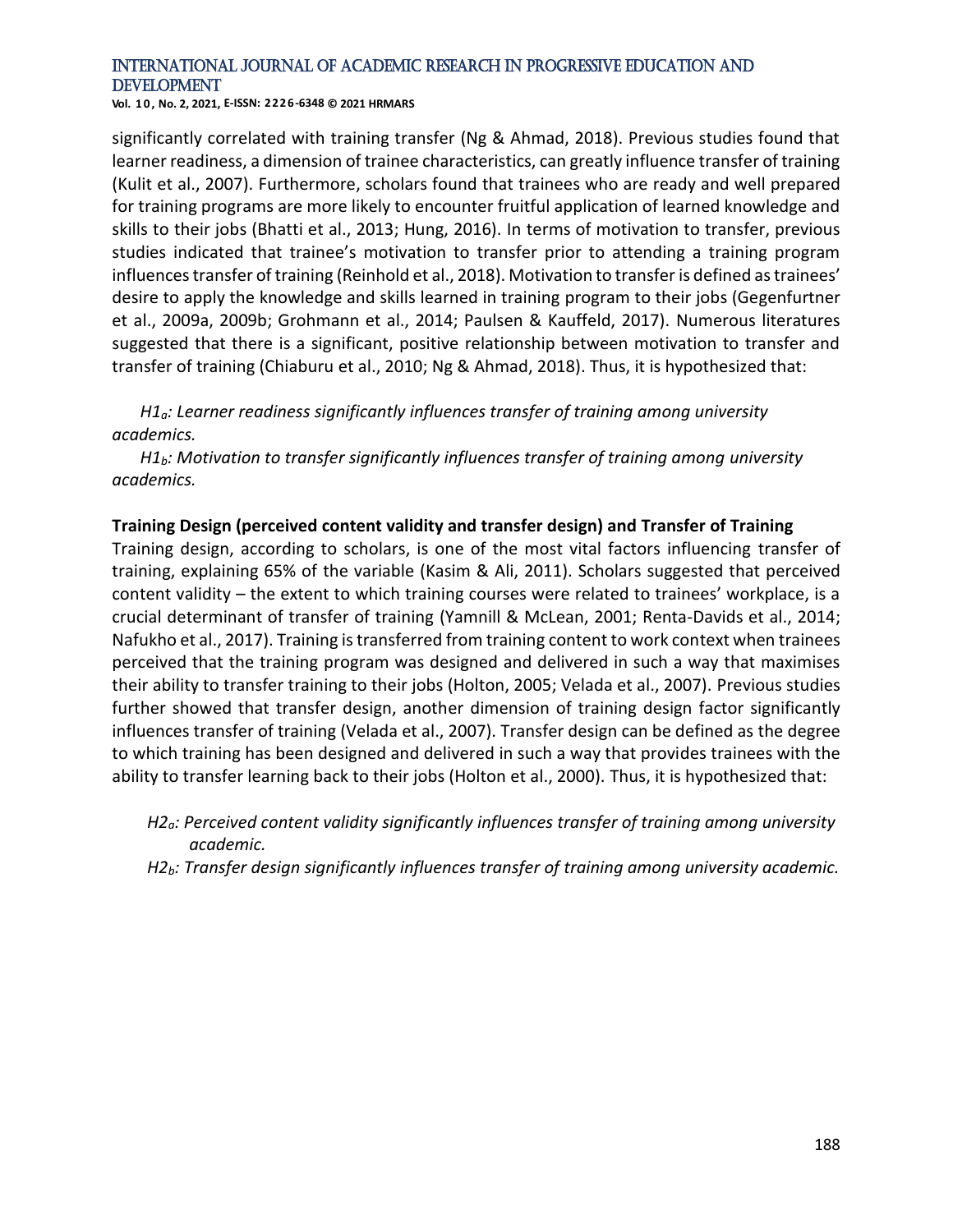significantly correlated with training transfer (Ng & Ahmad, 2018). Previous studies found that learner readiness, a dimension of trainee characteristics, can greatly influence transfer of training (Kulit et al., 2007). Furthermore, scholars found that trainees who are ready and well prepared for training programs are more likely to encounter fruitful application of learned knowledge and skills to their jobs (Bhatti et al., 2013; Hung, 2016). In terms of motivation to transfer, previous studies indicated that trainee's motivation to transfer prior to attending a training program influences transfer of training (Reinhold et al., 2018). Motivation to transfer is defined as trainees' desire to apply the knowledge and skills learned in training program to their jobs (Gegenfurtner et al., 2009a, 2009b; Grohmann et al., 2014; Paulsen & Kauffeld, 2017). Numerous literatures suggested that there is a significant, positive relationship between motivation to transfer and transfer of training (Chiaburu et al., 2010; Ng & Ahmad, 2018). Thus, it is hypothesized that:

*$H1_a$: Learner readiness significantly influences transfer of training among university academics.*

*$H1_b$: Motivation to transfer significantly influences transfer of training among university academics.*

**Training Design (perceived content validity and transfer design) and Transfer of Training**

Training design, according to scholars, is one of the most vital factors influencing transfer of training, explaining 65% of the variable (Kasim & Ali, 2011). Scholars suggested that perceived content validity – the extent to which training courses were related to trainees' workplace, is a crucial determinant of transfer of training (Yamnill & McLean, 2001; Renta-Davids et al., 2014; Nafukho et al., 2017). Training is transferred from training content to work context when trainees perceived that the training program was designed and delivered in such a way that maximises their ability to transfer training to their jobs (Holton, 2005; Velada et al., 2007). Previous studies further showed that transfer design, another dimension of training design factor significantly influences transfer of training (Velada et al., 2007). Transfer design can be defined as the degree to which training has been designed and delivered in such a way that provides trainees with the ability to transfer learning back to their jobs (Holton et al., 2000). Thus, it is hypothesized that:

*$H2_a$: Perceived content validity significantly influences transfer of training among university academic.*

*$H2_b$: Transfer design significantly influences transfer of training among university academic.*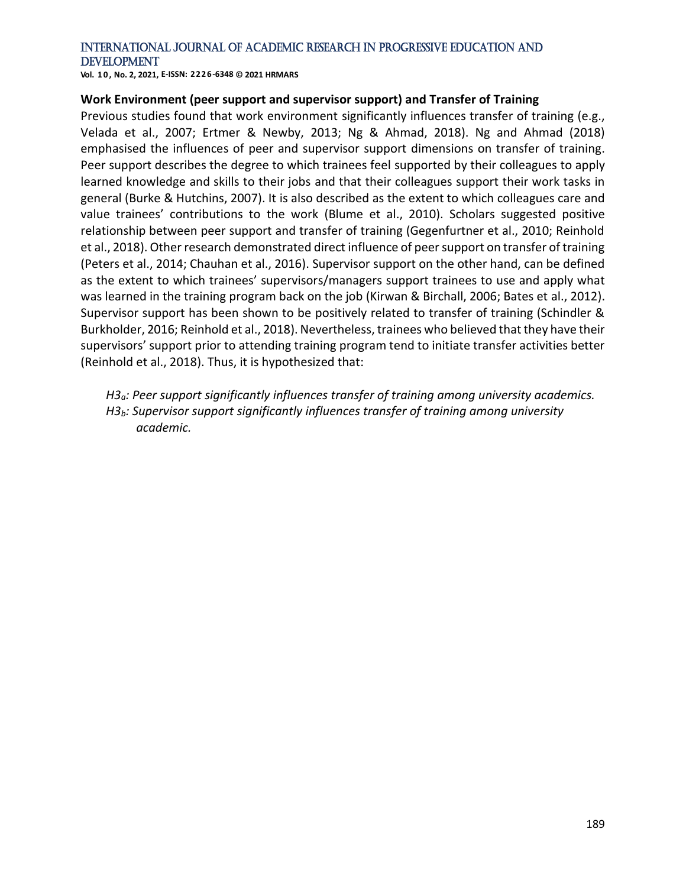**Work Environment (peer support and supervisor support) and Transfer of Training**

Previous studies found that work environment significantly influences transfer of training (e.g., Velada et al., 2007; Ertmer & Newby, 2013; Ng & Ahmad, 2018). Ng and Ahmad (2018) emphasised the influences of peer and supervisor support dimensions on transfer of training. Peer support describes the degree to which trainees feel supported by their colleagues to apply learned knowledge and skills to their jobs and that their colleagues support their work tasks in general (Burke & Hutchins, 2007). It is also described as the extent to which colleagues care and value trainees' contributions to the work (Blume et al., 2010). Scholars suggested positive relationship between peer support and transfer of training (Gegenfurtner et al., 2010; Reinhold et al., 2018). Other research demonstrated direct influence of peer support on transfer of training (Peters et al., 2014; Chauhan et al., 2016). Supervisor support on the other hand, can be defined as the extent to which trainees' supervisors/managers support trainees to use and apply what was learned in the training program back on the job (Kirwan & Birchall, 2006; Bates et al., 2012). Supervisor support has been shown to be positively related to transfer of training (Schindler & Burkholder, 2016; Reinhold et al., 2018). Nevertheless, trainees who believed that they have their supervisors' support prior to attending training program tend to initiate transfer activities better (Reinhold et al., 2018). Thus, it is hypothesized that:

*$H3_a$: Peer support significantly influences transfer of training among university academics.*
*$H3_b$: Supervisor support significantly influences transfer of training among university academic.*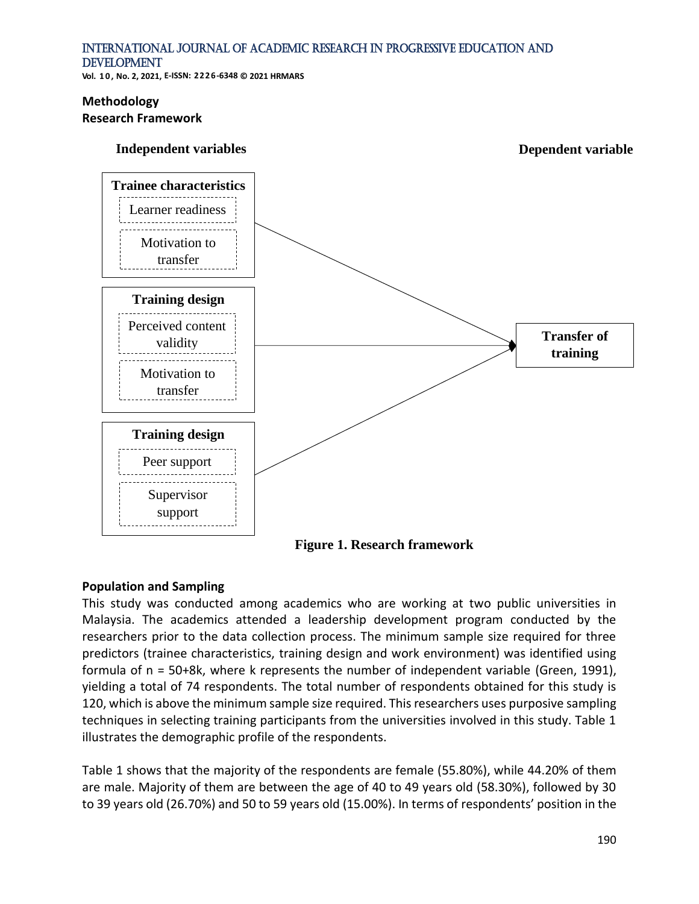## Methodology

### Research Framework

**Independent variables** | **Dependent variable**

**Trainee characteristics**
- Learner readiness
- Motivation to transfer

**Training design**
- Perceived content validity
- Motivation to transfer

**Training design**
- Peer support
- Supervisor support

**Transfer of training**

**Figure 1. Research framework**

### Population and Sampling

This study was conducted among academics who are working at two public universities in Malaysia. The academics attended a leadership development program conducted by the researchers prior to the data collection process. The minimum sample size required for three predictors (trainee characteristics, training design and work environment) was identified using formula of n = 50+8k, where k represents the number of independent variable (Green, 1991), yielding a total of 74 respondents. The total number of respondents obtained for this study is 120, which is above the minimum sample size required. This researchers uses purposive sampling techniques in selecting training participants from the universities involved in this study. Table 1 illustrates the demographic profile of the respondents.

Table 1 shows that the majority of the respondents are female (55.80%), while 44.20% of them are male. Majority of them are between the age of 40 to 49 years old (58.30%), followed by 30 to 39 years old (26.70%) and 50 to 59 years old (15.00%). In terms of respondents' position in the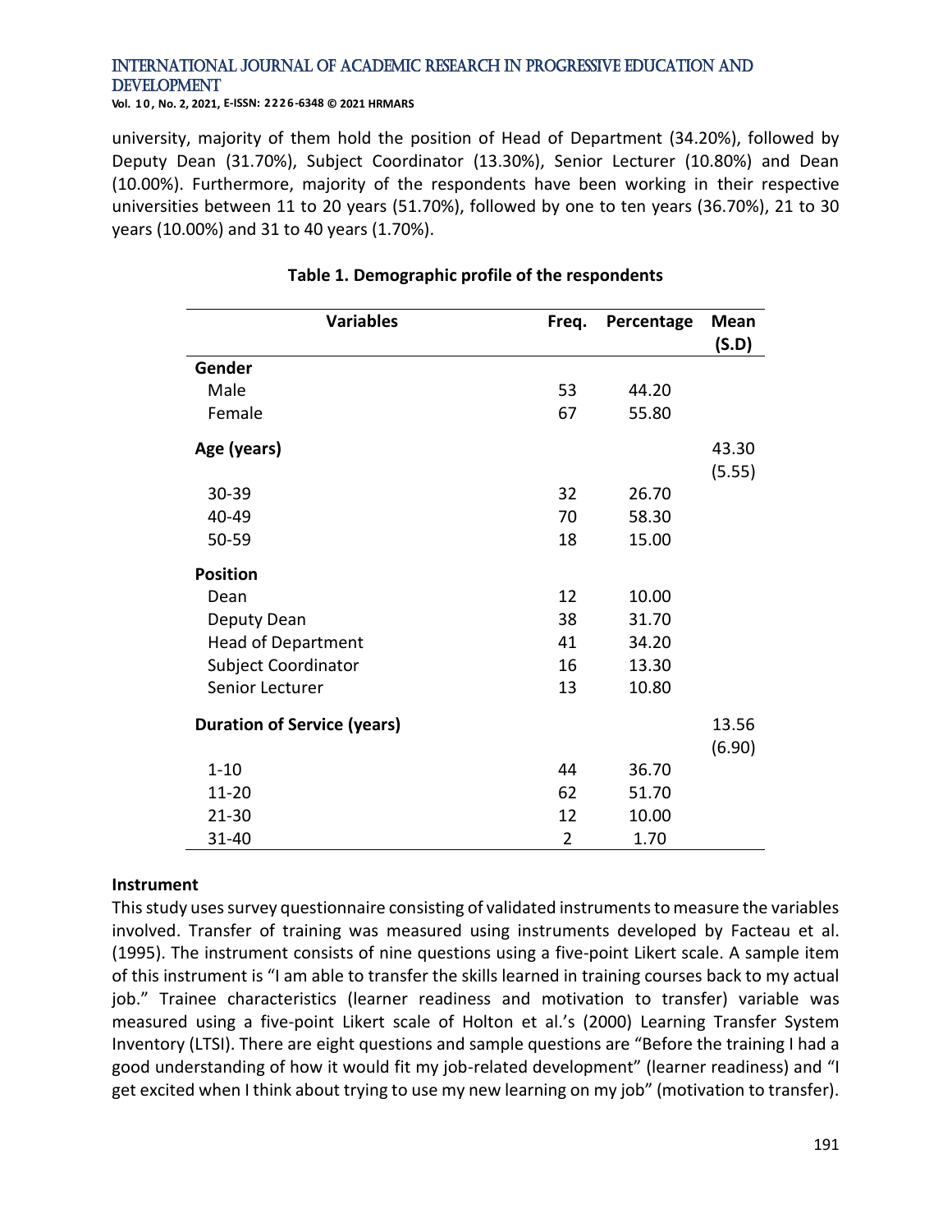university, majority of them hold the position of Head of Department (34.20%), followed by Deputy Dean (31.70%), Subject Coordinator (13.30%), Senior Lecturer (10.80%) and Dean (10.00%). Furthermore, majority of the respondents have been working in their respective universities between 11 to 20 years (51.70%), followed by one to ten years (36.70%), 21 to 30 years (10.00%) and 31 to 40 years (1.70%).

**Table 1. Demographic profile of the respondents**

| Variables | Freq. | Percentage | Mean (S.D) |
|---|---|---|---|
| **Gender** | | | |
| Male | 53 | 44.20 | |
| Female | 67 | 55.80 | |
| **Age (years)** | | | 43.30 (5.55) |
| 30-39 | 32 | 26.70 | |
| 40-49 | 70 | 58.30 | |
| 50-59 | 18 | 15.00 | |
| **Position** | | | |
| Dean | 12 | 10.00 | |
| Deputy Dean | 38 | 31.70 | |
| Head of Department | 41 | 34.20 | |
| Subject Coordinator | 16 | 13.30 | |
| Senior Lecturer | 13 | 10.80 | |
| **Duration of Service (years)** | | | 13.56 (6.90) |
| 1-10 | 44 | 36.70 | |
| 11-20 | 62 | 51.70 | |
| 21-30 | 12 | 10.00 | |
| 31-40 | 2 | 1.70 | |

**Instrument**

This study uses survey questionnaire consisting of validated instruments to measure the variables involved. Transfer of training was measured using instruments developed by Facteau et al. (1995). The instrument consists of nine questions using a five-point Likert scale. A sample item of this instrument is "I am able to transfer the skills learned in training courses back to my actual job." Trainee characteristics (learner readiness and motivation to transfer) variable was measured using a five-point Likert scale of Holton et al.'s (2000) Learning Transfer System Inventory (LTSI). There are eight questions and sample questions are "Before the training I had a good understanding of how it would fit my job-related development" (learner readiness) and "I get excited when I think about trying to use my new learning on my job" (motivation to transfer).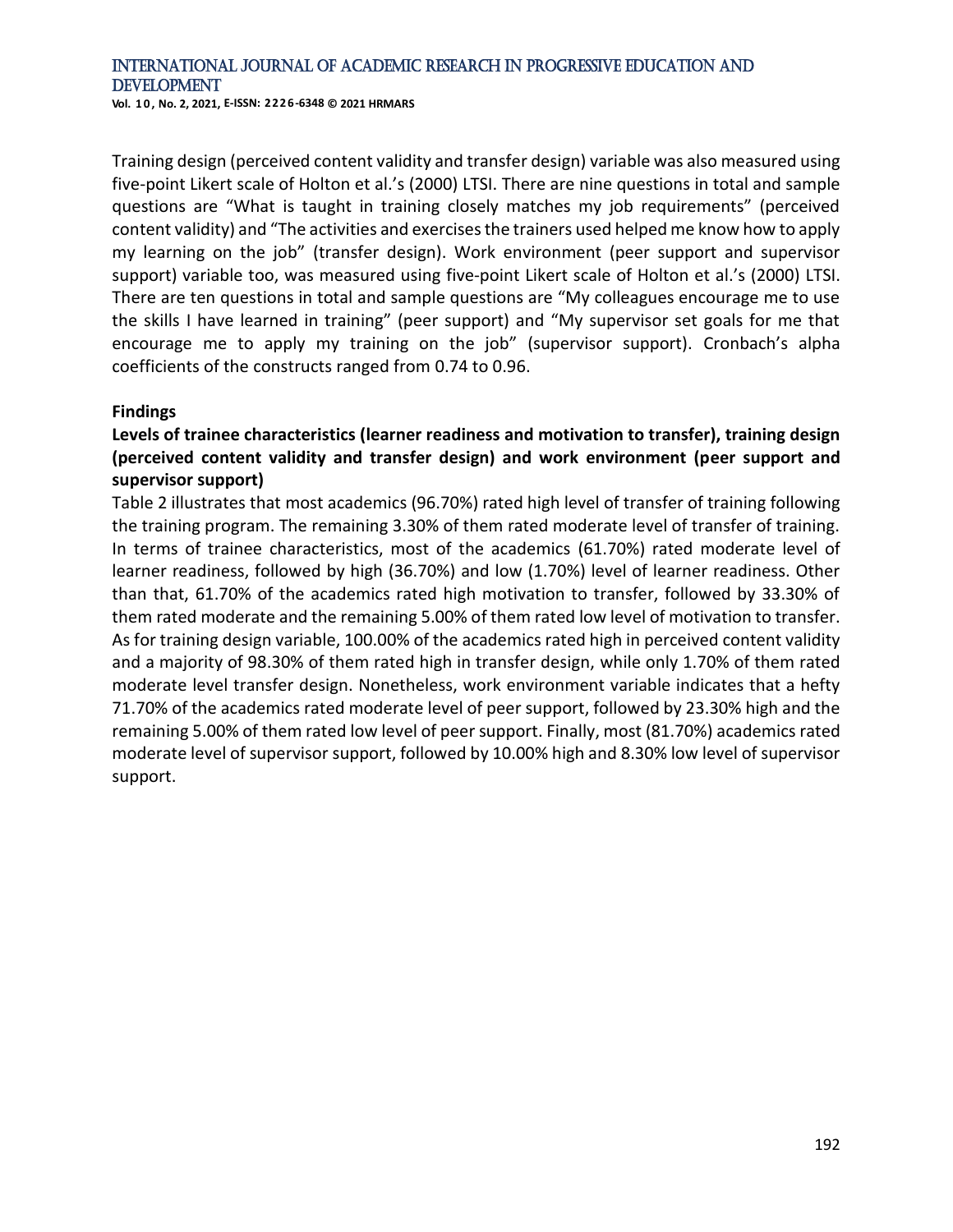Training design (perceived content validity and transfer design) variable was also measured using five-point Likert scale of Holton et al.'s (2000) LTSI. There are nine questions in total and sample questions are "What is taught in training closely matches my job requirements" (perceived content validity) and "The activities and exercises the trainers used helped me know how to apply my learning on the job" (transfer design). Work environment (peer support and supervisor support) variable too, was measured using five-point Likert scale of Holton et al.'s (2000) LTSI. There are ten questions in total and sample questions are "My colleagues encourage me to use the skills I have learned in training" (peer support) and "My supervisor set goals for me that encourage me to apply my training on the job" (supervisor support). Cronbach's alpha coefficients of the constructs ranged from 0.74 to 0.96.

**Findings**

**Levels of trainee characteristics (learner readiness and motivation to transfer), training design (perceived content validity and transfer design) and work environment (peer support and supervisor support)**

Table 2 illustrates that most academics (96.70%) rated high level of transfer of training following the training program. The remaining 3.30% of them rated moderate level of transfer of training. In terms of trainee characteristics, most of the academics (61.70%) rated moderate level of learner readiness, followed by high (36.70%) and low (1.70%) level of learner readiness. Other than that, 61.70% of the academics rated high motivation to transfer, followed by 33.30% of them rated moderate and the remaining 5.00% of them rated low level of motivation to transfer. As for training design variable, 100.00% of the academics rated high in perceived content validity and a majority of 98.30% of them rated high in transfer design, while only 1.70% of them rated moderate level transfer design. Nonetheless, work environment variable indicates that a hefty 71.70% of the academics rated moderate level of peer support, followed by 23.30% high and the remaining 5.00% of them rated low level of peer support. Finally, most (81.70%) academics rated moderate level of supervisor support, followed by 10.00% high and 8.30% low level of supervisor support.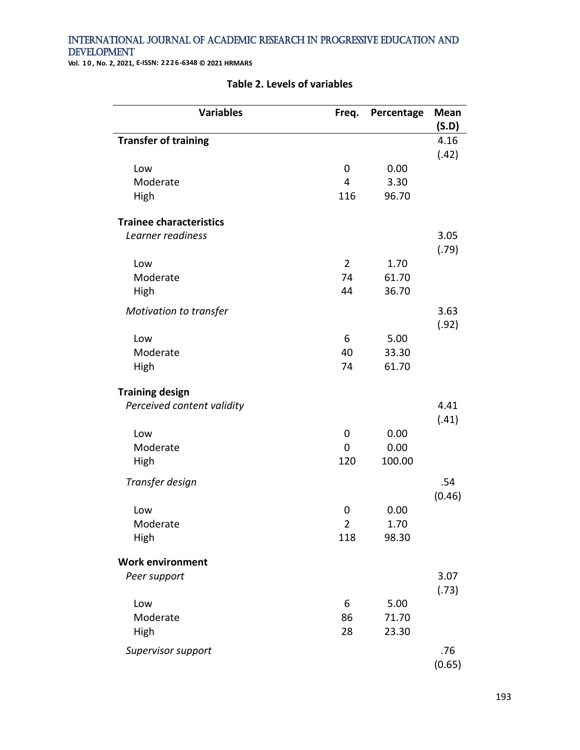**Table 2. Levels of variables**

| Variables | Freq. | Percentage | Mean (S.D) |
|---|---|---|---|
| **Transfer of training** | | | 4.16 (.42) |
| Low | 0 | 0.00 | |
| Moderate | 4 | 3.30 | |
| High | 116 | 96.70 | |
| **Trainee characteristics** | | | |
| *Learner readiness* | | | 3.05 (.79) |
| Low | 2 | 1.70 | |
| Moderate | 74 | 61.70 | |
| High | 44 | 36.70 | |
| *Motivation to transfer* | | | 3.63 (.92) |
| Low | 6 | 5.00 | |
| Moderate | 40 | 33.30 | |
| High | 74 | 61.70 | |
| **Training design** | | | |
| *Perceived content validity* | | | 4.41 (.41) |
| Low | 0 | 0.00 | |
| Moderate | 0 | 0.00 | |
| High | 120 | 100.00 | |
| *Transfer design* | | | .54 (0.46) |
| Low | 0 | 0.00 | |
| Moderate | 2 | 1.70 | |
| High | 118 | 98.30 | |
| **Work environment** | | | |
| *Peer support* | | | 3.07 (.73) |
| Low | 6 | 5.00 | |
| Moderate | 86 | 71.70 | |
| High | 28 | 23.30 | |
| *Supervisor support* | | | .76 (0.65) |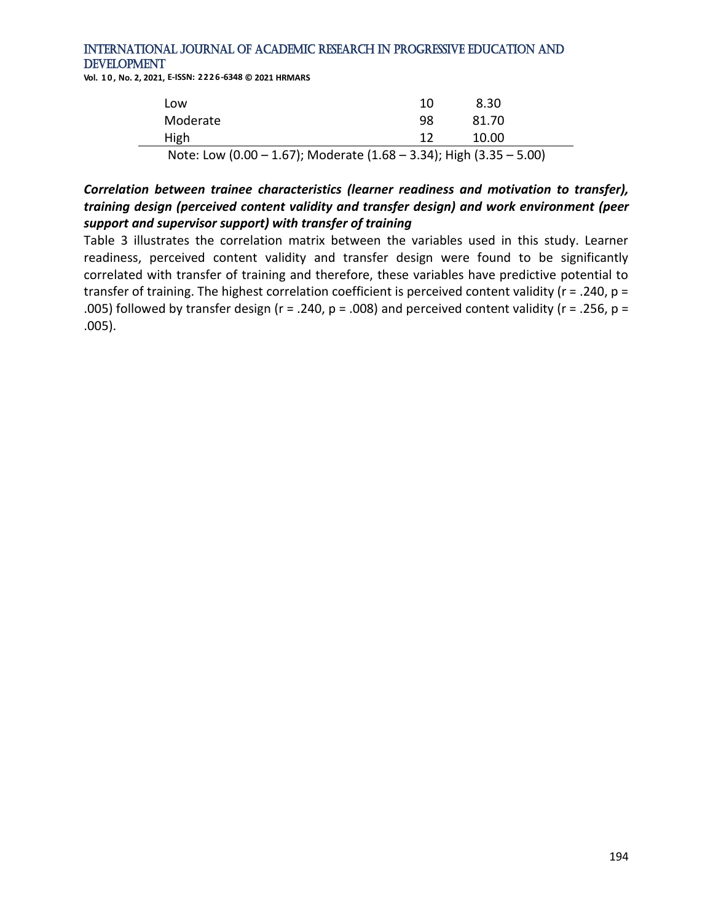| | | |
|---|---|---|
| Low | 10 | 8.30 |
| Moderate | 98 | 81.70 |
| High | 12 | 10.00 |

Note: Low (0.00 – 1.67); Moderate (1.68 – 3.34); High (3.35 – 5.00)

***Correlation between trainee characteristics (learner readiness and motivation to transfer), training design (perceived content validity and transfer design) and work environment (peer support and supervisor support) with transfer of training***

Table 3 illustrates the correlation matrix between the variables used in this study. Learner readiness, perceived content validity and transfer design were found to be significantly correlated with transfer of training and therefore, these variables have predictive potential to transfer of training. The highest correlation coefficient is perceived content validity ($r = .240$, $p = .005$) followed by transfer design ($r = .240$, $p = .008$) and perceived content validity ($r = .256$, $p = .005$).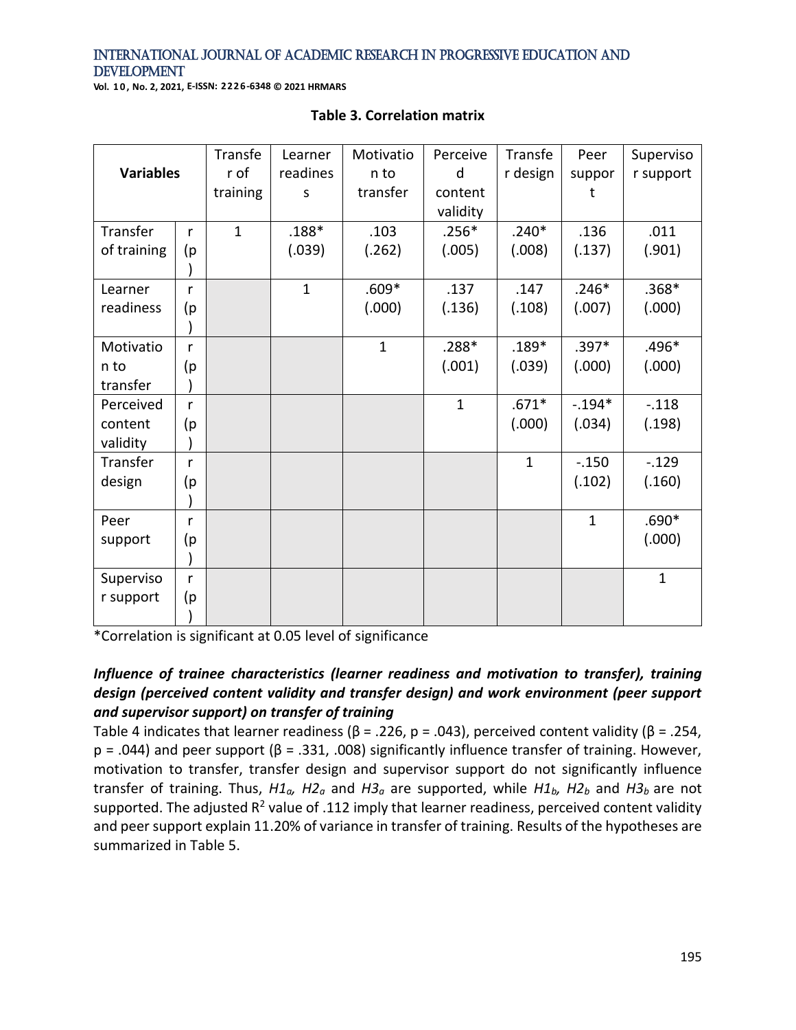**Table 3. Correlation matrix**

| Variables | | Transfer of training | Learner readiness | Motivation to transfer | Perceived content validity | Transfer design | Peer support | Supervisor support |
|---|---|---|---|---|---|---|---|---|
| Transfer of training | r (p) | 1 | .188* (.039) | .103 (.262) | .256* (.005) | .240* (.008) | .136 (.137) | .011 (.901) |
| Learner readiness | r (p) | | 1 | .609* (.000) | .137 (.136) | .147 (.108) | .246* (.007) | .368* (.000) |
| Motivation to transfer | r (p) | | | 1 | .288* (.001) | .189* (.039) | .397* (.000) | .496* (.000) |
| Perceived content validity | r (p) | | | | 1 | .671* (.000) | -.194* (.034) | -.118 (.198) |
| Transfer design | r (p) | | | | | 1 | -.150 (.102) | -.129 (.160) |
| Peer support | r (p) | | | | | | 1 | .690* (.000) |
| Supervisor support | r (p) | | | | | | | 1 |

*Correlation is significant at 0.05 level of significance

***Influence of trainee characteristics (learner readiness and motivation to transfer), training design (perceived content validity and transfer design) and work environment (peer support and supervisor support) on transfer of training***

Table 4 indicates that learner readiness (β = .226, p = .043), perceived content validity (β = .254, p = .044) and peer support (β = .331, .008) significantly influence transfer of training. However, motivation to transfer, transfer design and supervisor support do not significantly influence transfer of training. Thus, $H1_a$, $H2_a$ and $H3_a$ are supported, while $H1_b$, $H2_b$ and $H3_b$ are not supported. The adjusted $R^2$ value of .112 imply that learner readiness, perceived content validity and peer support explain 11.20% of variance in transfer of training. Results of the hypotheses are summarized in Table 5.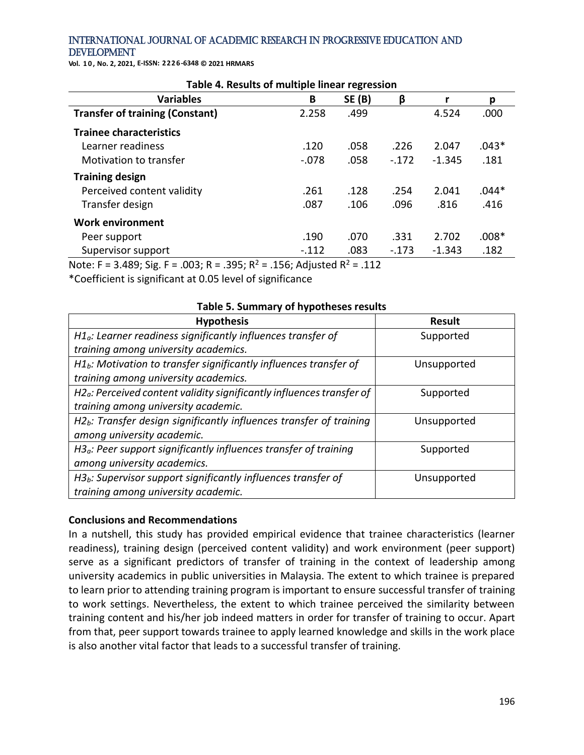**Table 4. Results of multiple linear regression**

| Variables | B | SE (B) | β | r | p |
|---|---|---|---|---|---|
| **Transfer of training (Constant)** | 2.258 | .499 | | 4.524 | .000 |
| **Trainee characteristics** | | | | | |
| Learner readiness | .120 | .058 | .226 | 2.047 | .043* |
| Motivation to transfer | -.078 | .058 | -.172 | -1.345 | .181 |
| **Training design** | | | | | |
| Perceived content validity | .261 | .128 | .254 | 2.041 | .044* |
| Transfer design | .087 | .106 | .096 | .816 | .416 |
| **Work environment** | | | | | |
| Peer support | .190 | .070 | .331 | 2.702 | .008* |
| Supervisor support | -.112 | .083 | -.173 | -1.343 | .182 |

Note: F = 3.489; Sig. F = .003; R = .395; $R^2$ = .156; Adjusted $R^2$ = .112

*Coefficient is significant at 0.05 level of significance

**Table 5. Summary of hypotheses results**

| Hypothesis | Result |
|---|---|
| *$H1_a$: Learner readiness significantly influences transfer of training among university academics.* | Supported |
| *$H1_b$: Motivation to transfer significantly influences transfer of training among university academics.* | Unsupported |
| *$H2_a$: Perceived content validity significantly influences transfer of training among university academic.* | Supported |
| *$H2_b$: Transfer design significantly influences transfer of training among university academic.* | Unsupported |
| *$H3_a$: Peer support significantly influences transfer of training among university academics.* | Supported |
| *$H3_b$: Supervisor support significantly influences transfer of training among university academic.* | Unsupported |

## Conclusions and Recommendations

In a nutshell, this study has provided empirical evidence that trainee characteristics (learner readiness), training design (perceived content validity) and work environment (peer support) serve as a significant predictors of transfer of training in the context of leadership among university academics in public universities in Malaysia. The extent to which trainee is prepared to learn prior to attending training program is important to ensure successful transfer of training to work settings. Nevertheless, the extent to which trainee perceived the similarity between training content and his/her job indeed matters in order for transfer of training to occur. Apart from that, peer support towards trainee to apply learned knowledge and skills in the work place is also another vital factor that leads to a successful transfer of training.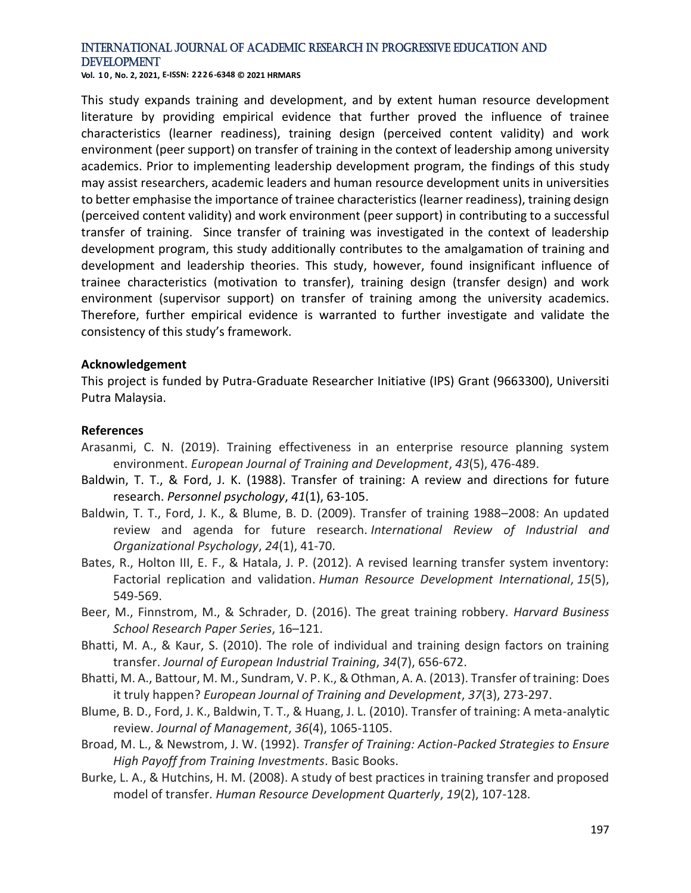This study expands training and development, and by extent human resource development literature by providing empirical evidence that further proved the influence of trainee characteristics (learner readiness), training design (perceived content validity) and work environment (peer support) on transfer of training in the context of leadership among university academics. Prior to implementing leadership development program, the findings of this study may assist researchers, academic leaders and human resource development units in universities to better emphasise the importance of trainee characteristics (learner readiness), training design (perceived content validity) and work environment (peer support) in contributing to a successful transfer of training. Since transfer of training was investigated in the context of leadership development program, this study additionally contributes to the amalgamation of training and development and leadership theories. This study, however, found insignificant influence of trainee characteristics (motivation to transfer), training design (transfer design) and work environment (supervisor support) on transfer of training among the university academics. Therefore, further empirical evidence is warranted to further investigate and validate the consistency of this study's framework.

**Acknowledgement**

This project is funded by Putra-Graduate Researcher Initiative (IPS) Grant (9663300), Universiti Putra Malaysia.

**References**

Arasanmi, C. N. (2019). Training effectiveness in an enterprise resource planning system environment. *European Journal of Training and Development*, *43*(5), 476-489.

Baldwin, T. T., & Ford, J. K. (1988). Transfer of training: A review and directions for future research. *Personnel psychology*, *41*(1), 63-105.

Baldwin, T. T., Ford, J. K., & Blume, B. D. (2009). Transfer of training 1988–2008: An updated review and agenda for future research. *International Review of Industrial and Organizational Psychology*, *24*(1), 41-70.

Bates, R., Holton III, E. F., & Hatala, J. P. (2012). A revised learning transfer system inventory: Factorial replication and validation. *Human Resource Development International*, *15*(5), 549-569.

Beer, M., Finnstrom, M., & Schrader, D. (2016). The great training robbery. *Harvard Business School Research Paper Series*, 16–121.

Bhatti, M. A., & Kaur, S. (2010). The role of individual and training design factors on training transfer. *Journal of European Industrial Training*, *34*(7), 656-672.

Bhatti, M. A., Battour, M. M., Sundram, V. P. K., & Othman, A. A. (2013). Transfer of training: Does it truly happen? *European Journal of Training and Development*, *37*(3), 273-297.

Blume, B. D., Ford, J. K., Baldwin, T. T., & Huang, J. L. (2010). Transfer of training: A meta-analytic review. *Journal of Management*, *36*(4), 1065-1105.

Broad, M. L., & Newstrom, J. W. (1992). *Transfer of Training: Action-Packed Strategies to Ensure High Payoff from Training Investments*. Basic Books.

Burke, L. A., & Hutchins, H. M. (2008). A study of best practices in training transfer and proposed model of transfer. *Human Resource Development Quarterly*, *19*(2), 107-128.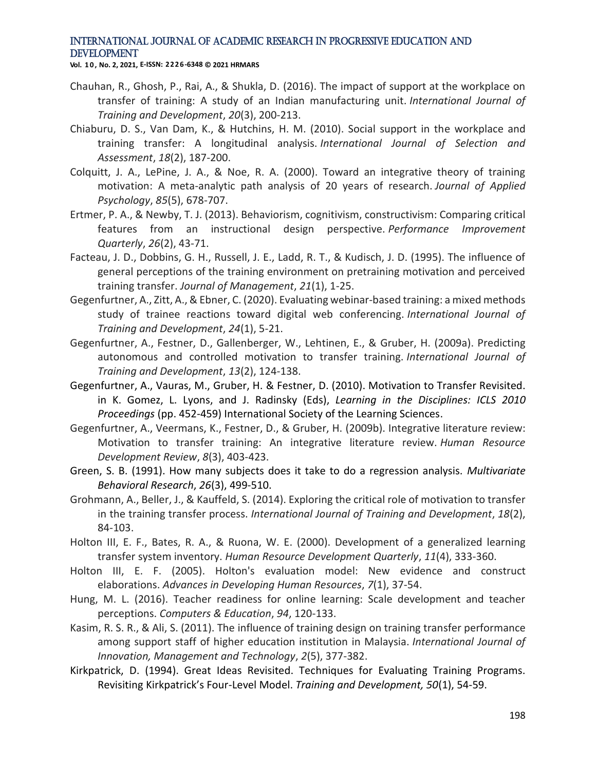Chauhan, R., Ghosh, P., Rai, A., & Shukla, D. (2016). The impact of support at the workplace on transfer of training: A study of an Indian manufacturing unit. *International Journal of Training and Development*, *20*(3), 200-213.

Chiaburu, D. S., Van Dam, K., & Hutchins, H. M. (2010). Social support in the workplace and training transfer: A longitudinal analysis. *International Journal of Selection and Assessment*, *18*(2), 187-200.

Colquitt, J. A., LePine, J. A., & Noe, R. A. (2000). Toward an integrative theory of training motivation: A meta-analytic path analysis of 20 years of research. *Journal of Applied Psychology*, *85*(5), 678-707.

Ertmer, P. A., & Newby, T. J. (2013). Behaviorism, cognitivism, constructivism: Comparing critical features from an instructional design perspective. *Performance Improvement Quarterly*, *26*(2), 43-71.

Facteau, J. D., Dobbins, G. H., Russell, J. E., Ladd, R. T., & Kudisch, J. D. (1995). The influence of general perceptions of the training environment on pretraining motivation and perceived training transfer. *Journal of Management*, *21*(1), 1-25.

Gegenfurtner, A., Zitt, A., & Ebner, C. (2020). Evaluating webinar-based training: a mixed methods study of trainee reactions toward digital web conferencing. *International Journal of Training and Development*, *24*(1), 5-21.

Gegenfurtner, A., Festner, D., Gallenberger, W., Lehtinen, E., & Gruber, H. (2009a). Predicting autonomous and controlled motivation to transfer training. *International Journal of Training and Development*, *13*(2), 124-138.

Gegenfurtner, A., Vauras, M., Gruber, H. & Festner, D. (2010). Motivation to Transfer Revisited. in K. Gomez, L. Lyons, and J. Radinsky (Eds), *Learning in the Disciplines: ICLS 2010 Proceedings* (pp. 452-459) International Society of the Learning Sciences.

Gegenfurtner, A., Veermans, K., Festner, D., & Gruber, H. (2009b). Integrative literature review: Motivation to transfer training: An integrative literature review. *Human Resource Development Review*, *8*(3), 403-423.

Green, S. B. (1991). How many subjects does it take to do a regression analysis. *Multivariate Behavioral Research*, *26*(3), 499-510.

Grohmann, A., Beller, J., & Kauffeld, S. (2014). Exploring the critical role of motivation to transfer in the training transfer process. *International Journal of Training and Development*, *18*(2), 84-103.

Holton III, E. F., Bates, R. A., & Ruona, W. E. (2000). Development of a generalized learning transfer system inventory. *Human Resource Development Quarterly*, *11*(4), 333-360.

Holton III, E. F. (2005). Holton's evaluation model: New evidence and construct elaborations. *Advances in Developing Human Resources*, *7*(1), 37-54.

Hung, M. L. (2016). Teacher readiness for online learning: Scale development and teacher perceptions. *Computers & Education*, *94*, 120-133.

Kasim, R. S. R., & Ali, S. (2011). The influence of training design on training transfer performance among support staff of higher education institution in Malaysia. *International Journal of Innovation, Management and Technology*, *2*(5), 377-382.

Kirkpatrick, D. (1994). Great Ideas Revisited. Techniques for Evaluating Training Programs. Revisiting Kirkpatrick's Four-Level Model. *Training and Development, 50*(1), 54-59.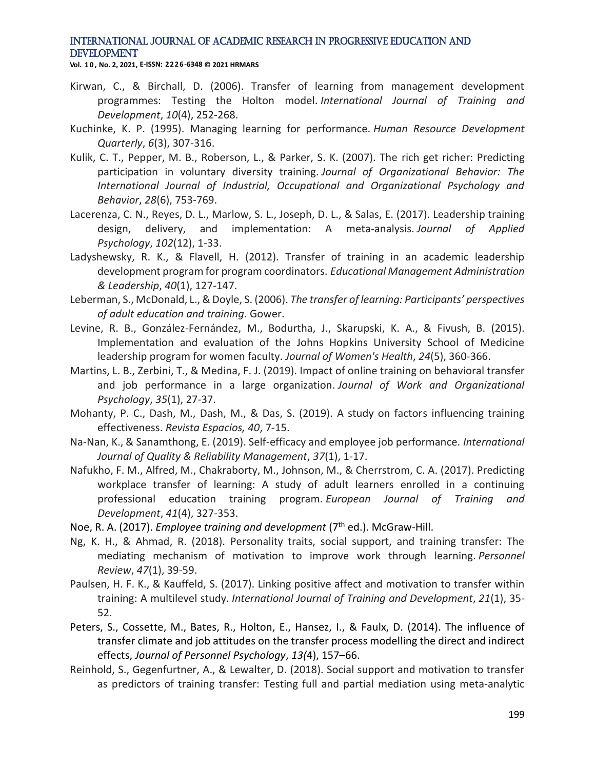Kirwan, C., & Birchall, D. (2006). Transfer of learning from management development programmes: Testing the Holton model. *International Journal of Training and Development*, *10*(4), 252-268.

Kuchinke, K. P. (1995). Managing learning for performance. *Human Resource Development Quarterly*, *6*(3), 307-316.

Kulik, C. T., Pepper, M. B., Roberson, L., & Parker, S. K. (2007). The rich get richer: Predicting participation in voluntary diversity training. *Journal of Organizational Behavior: The International Journal of Industrial, Occupational and Organizational Psychology and Behavior*, *28*(6), 753-769.

Lacerenza, C. N., Reyes, D. L., Marlow, S. L., Joseph, D. L., & Salas, E. (2017). Leadership training design, delivery, and implementation: A meta-analysis. *Journal of Applied Psychology*, *102*(12), 1-33.

Ladyshewsky, R. K., & Flavell, H. (2012). Transfer of training in an academic leadership development program for program coordinators. *Educational Management Administration & Leadership*, *40*(1), 127-147.

Leberman, S., McDonald, L., & Doyle, S. (2006). *The transfer of learning: Participants' perspectives of adult education and training*. Gower.

Levine, R. B., González-Fernández, M., Bodurtha, J., Skarupski, K. A., & Fivush, B. (2015). Implementation and evaluation of the Johns Hopkins University School of Medicine leadership program for women faculty. *Journal of Women's Health*, *24*(5), 360-366.

Martins, L. B., Zerbini, T., & Medina, F. J. (2019). Impact of online training on behavioral transfer and job performance in a large organization. *Journal of Work and Organizational Psychology*, *35*(1), 27-37.

Mohanty, P. C., Dash, M., Dash, M., & Das, S. (2019). A study on factors influencing training effectiveness. *Revista Espacios, 40*, 7-15.

Na-Nan, K., & Sanamthong, E. (2019). Self-efficacy and employee job performance. *International Journal of Quality & Reliability Management*, *37*(1), 1-17.

Nafukho, F. M., Alfred, M., Chakraborty, M., Johnson, M., & Cherrstrom, C. A. (2017). Predicting workplace transfer of learning: A study of adult learners enrolled in a continuing professional education training program. *European Journal of Training and Development*, *41*(4), 327-353.

Noe, R. A. (2017). *Employee training and development* (7th ed.). McGraw-Hill.

Ng, K. H., & Ahmad, R. (2018). Personality traits, social support, and training transfer: The mediating mechanism of motivation to improve work through learning. *Personnel Review*, *47*(1), 39-59.

Paulsen, H. F. K., & Kauffeld, S. (2017). Linking positive affect and motivation to transfer within training: A multilevel study. *International Journal of Training and Development*, *21*(1), 35-52.

Peters, S., Cossette, M., Bates, R., Holton, E., Hansez, I., & Faulx, D. (2014). The influence of transfer climate and job attitudes on the transfer process modelling the direct and indirect effects, *Journal of Personnel Psychology*, *13(*4), 157–66.

Reinhold, S., Gegenfurtner, A., & Lewalter, D. (2018). Social support and motivation to transfer as predictors of training transfer: Testing full and partial mediation using meta-analytic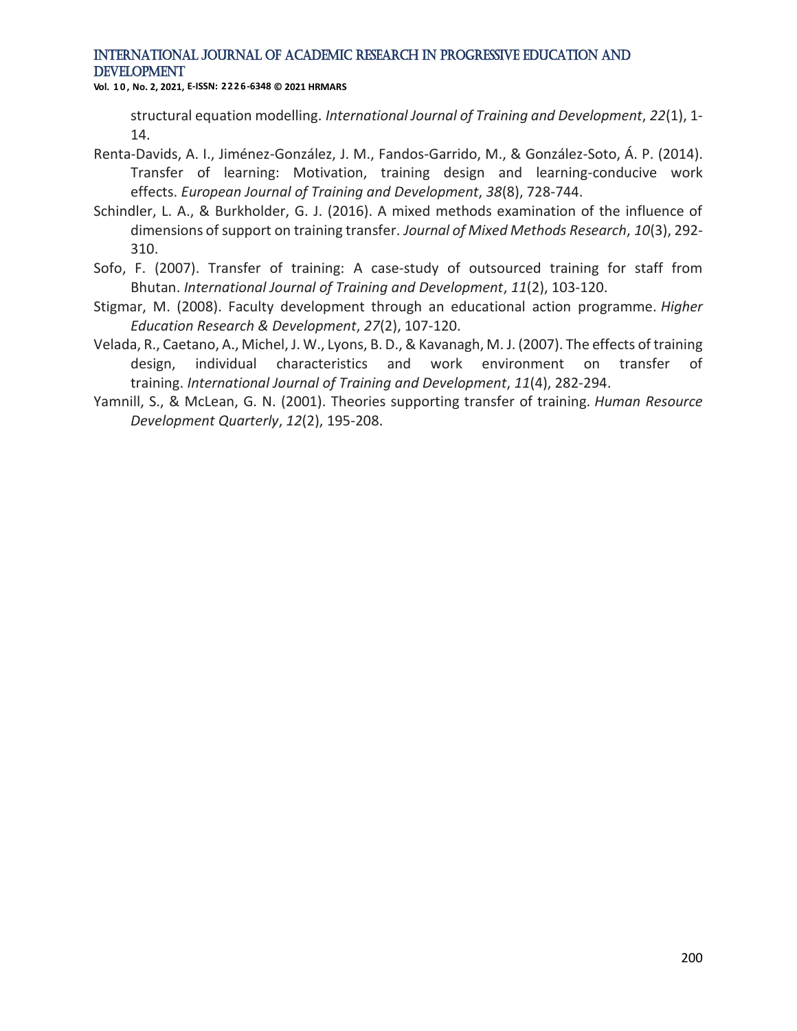structural equation modelling. *International Journal of Training and Development*, *22*(1), 1-14.

Renta-Davids, A. I., Jiménez-González, J. M., Fandos-Garrido, M., & González-Soto, Á. P. (2014). Transfer of learning: Motivation, training design and learning-conducive work effects. *European Journal of Training and Development*, *38*(8), 728-744.

Schindler, L. A., & Burkholder, G. J. (2016). A mixed methods examination of the influence of dimensions of support on training transfer. *Journal of Mixed Methods Research*, *10*(3), 292-310.

Sofo, F. (2007). Transfer of training: A case-study of outsourced training for staff from Bhutan. *International Journal of Training and Development*, *11*(2), 103-120.

Stigmar, M. (2008). Faculty development through an educational action programme. *Higher Education Research & Development*, *27*(2), 107-120.

Velada, R., Caetano, A., Michel, J. W., Lyons, B. D., & Kavanagh, M. J. (2007). The effects of training design, individual characteristics and work environment on transfer of training. *International Journal of Training and Development*, *11*(4), 282-294.

Yamnill, S., & McLean, G. N. (2001). Theories supporting transfer of training. *Human Resource Development Quarterly*, *12*(2), 195-208.